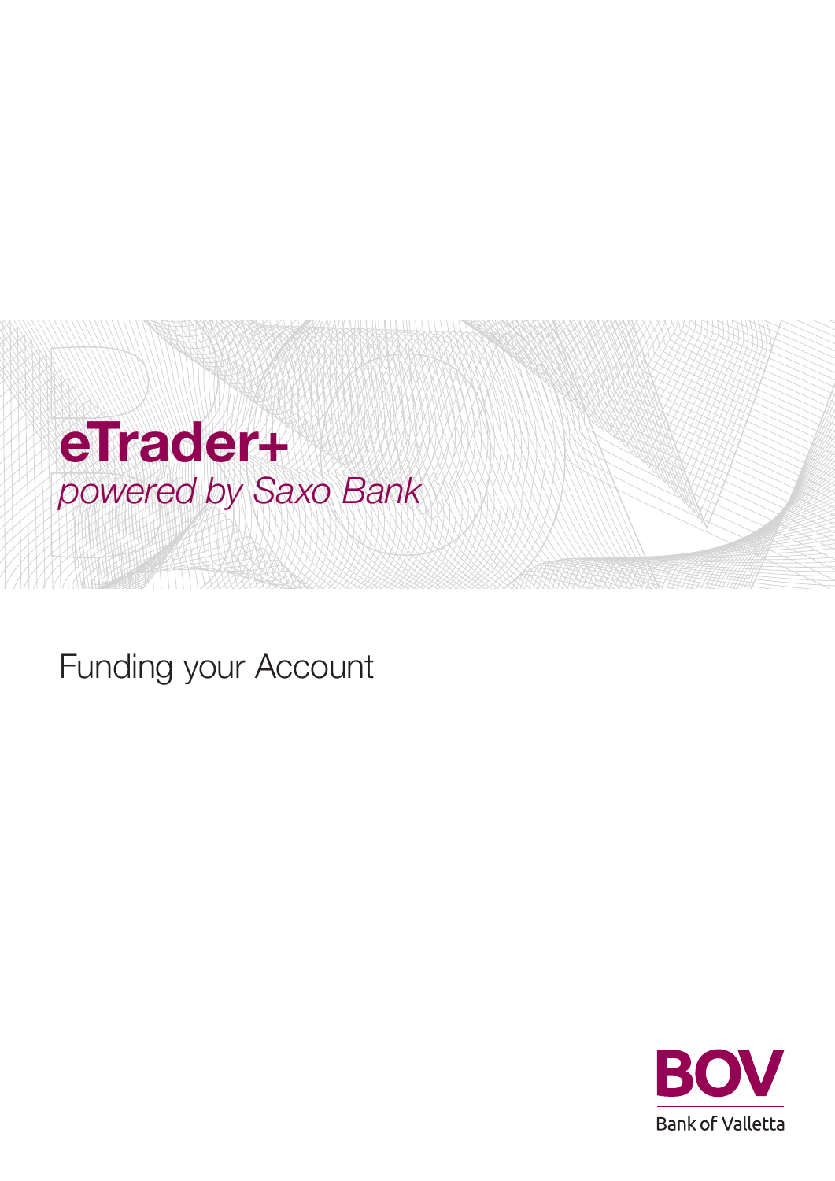# eTrader+

*powered by Saxo Bank*

Funding your Account

BOV

Bank of Valletta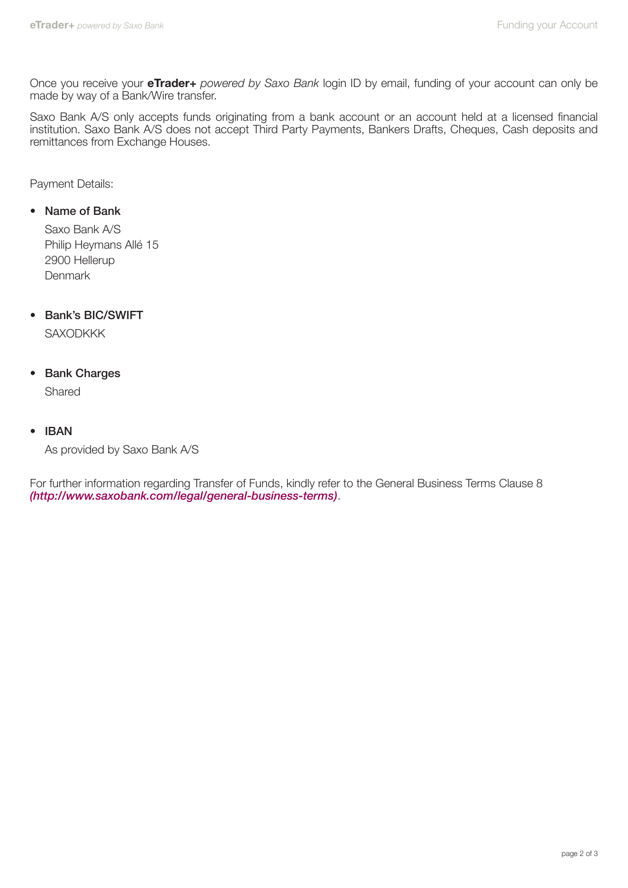Once you receive your **eTrader+** *powered by Saxo Bank* login ID by email, funding of your account can only be made by way of a Bank/Wire transfer.

Saxo Bank A/S only accepts funds originating from a bank account or an account held at a licensed financial institution. Saxo Bank A/S does not accept Third Party Payments, Bankers Drafts, Cheques, Cash deposits and remittances from Exchange Houses.

Payment Details:

- **Name of Bank**

  Saxo Bank A/S
  Philip Heymans Allé 15
  2900 Hellerup
  Denmark

- **Bank's BIC/SWIFT**

  SAXODKKK

- **Bank Charges**

  Shared

- **IBAN**

  As provided by Saxo Bank A/S

For further information regarding Transfer of Funds, kindly refer to the General Business Terms Clause 8 ***(http://www.saxobank.com/legal/general-business-terms)***.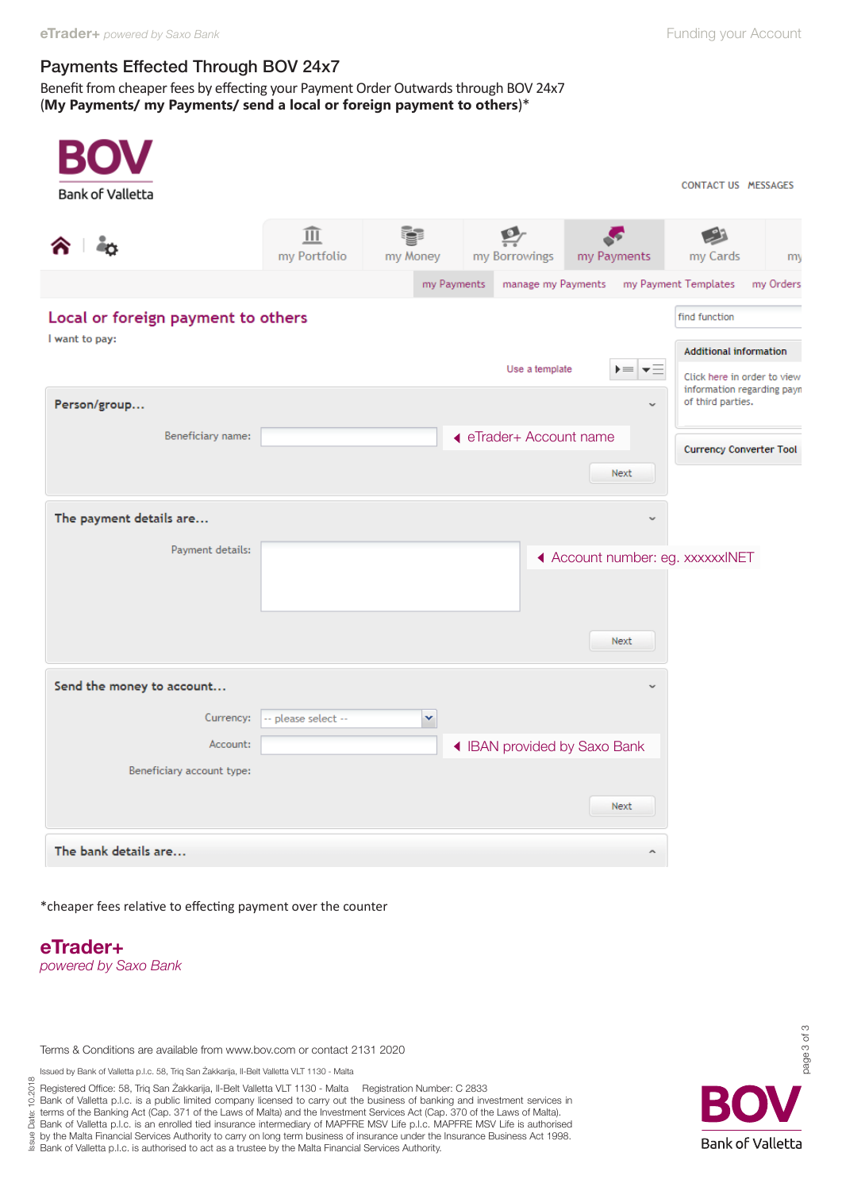## Payments Effected Through BOV 24x7

Benefit from cheaper fees by effecting your Payment Order Outwards through BOV 24x7
(**My Payments/ my Payments/ send a local or foreign payment to others**)*

BOV
Bank of Valletta

CONTACT US MESSAGES

my Portfolio | my Money | my Borrowings | my Payments | my Cards | my

my Payments | manage my Payments | my Payment Templates | my Orders

**Local or foreign payment to others**

I want to pay:

Use a template

find function

**Additional information**

Click here in order to view information regarding payn of third parties.

**Currency Converter Tool**

**Person/group...**

Beneficiary name: ◀ eTrader+ Account name

Next

**The payment details are...**

Payment details: ◀ Account number: eg. xxxxxxINET

Next

**Send the money to account...**

Currency: -- please select --

Account: ◀ IBAN provided by Saxo Bank

Beneficiary account type:

Next

**The bank details are...**

*cheaper fees relative to effecting payment over the counter

**eTrader+**
*powered by Saxo Bank*

Terms & Conditions are available from www.bov.com or contact 2131 2020

Issued by Bank of Valletta p.l.c. 58, Triq San Żakkarija, Il-Belt Valletta VLT 1130 - Malta

Registered Office: 58, Triq San Żakkarija, Il-Belt Valletta VLT 1130 - Malta Registration Number: C 2833
Bank of Valletta p.l.c. is a public limited company licensed to carry out the business of banking and investment services in terms of the Banking Act (Cap. 371 of the Laws of Malta) and the Investment Services Act (Cap. 370 of the Laws of Malta).
Bank of Valletta p.l.c. is an enrolled tied insurance intermediary of MAPFRE MSV Life p.l.c. MAPFRE MSV Life is authorised by the Malta Financial Services Authority to carry on long term business of insurance under the Insurance Business Act 1998.
Bank of Valletta p.l.c. is authorised to act as a trustee by the Malta Financial Services Authority.

Issue Date: 10.2018

BOV
Bank of Valletta